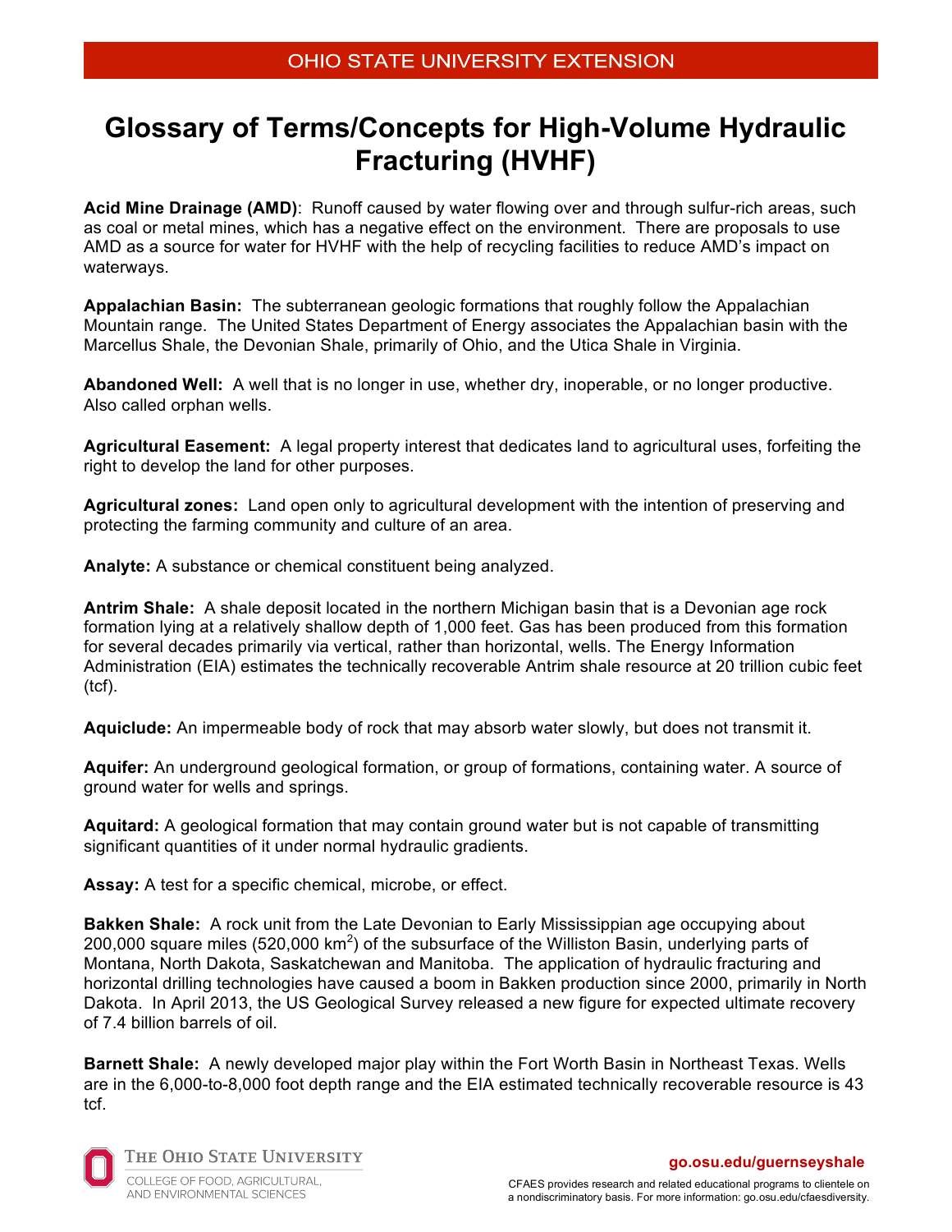OHIO STATE UNIVERSITY EXTENSION

# Glossary of Terms/Concepts for High-Volume Hydraulic Fracturing (HVHF)

**Acid Mine Drainage (AMD)**: Runoff caused by water flowing over and through sulfur-rich areas, such as coal or metal mines, which has a negative effect on the environment. There are proposals to use AMD as a source for water for HVHF with the help of recycling facilities to reduce AMD's impact on waterways.

**Appalachian Basin:** The subterranean geologic formations that roughly follow the Appalachian Mountain range. The United States Department of Energy associates the Appalachian basin with the Marcellus Shale, the Devonian Shale, primarily of Ohio, and the Utica Shale in Virginia.

**Abandoned Well:** A well that is no longer in use, whether dry, inoperable, or no longer productive. Also called orphan wells.

**Agricultural Easement:** A legal property interest that dedicates land to agricultural uses, forfeiting the right to develop the land for other purposes.

**Agricultural zones:** Land open only to agricultural development with the intention of preserving and protecting the farming community and culture of an area.

**Analyte:** A substance or chemical constituent being analyzed.

**Antrim Shale:** A shale deposit located in the northern Michigan basin that is a Devonian age rock formation lying at a relatively shallow depth of 1,000 feet. Gas has been produced from this formation for several decades primarily via vertical, rather than horizontal, wells. The Energy Information Administration (EIA) estimates the technically recoverable Antrim shale resource at 20 trillion cubic feet (tcf).

**Aquiclude:** An impermeable body of rock that may absorb water slowly, but does not transmit it.

**Aquifer:** An underground geological formation, or group of formations, containing water. A source of ground water for wells and springs.

**Aquitard:** A geological formation that may contain ground water but is not capable of transmitting significant quantities of it under normal hydraulic gradients.

**Assay:** A test for a specific chemical, microbe, or effect.

**Bakken Shale:** A rock unit from the Late Devonian to Early Mississippian age occupying about 200,000 square miles (520,000 $km^2$) of the subsurface of the Williston Basin, underlying parts of Montana, North Dakota, Saskatchewan and Manitoba. The application of hydraulic fracturing and horizontal drilling technologies have caused a boom in Bakken production since 2000, primarily in North Dakota. In April 2013, the US Geological Survey released a new figure for expected ultimate recovery of 7.4 billion barrels of oil.

**Barnett Shale:** A newly developed major play within the Fort Worth Basin in Northeast Texas. Wells are in the 6,000-to-8,000 foot depth range and the EIA estimated technically recoverable resource is 43 tcf.

THE OHIO STATE UNIVERSITY
COLLEGE OF FOOD, AGRICULTURAL, AND ENVIRONMENTAL SCIENCES

go.osu.edu/guernseyshale

CFAES provides research and related educational programs to clientele on a nondiscriminatory basis. For more information: go.osu.edu/cfaesdiversity.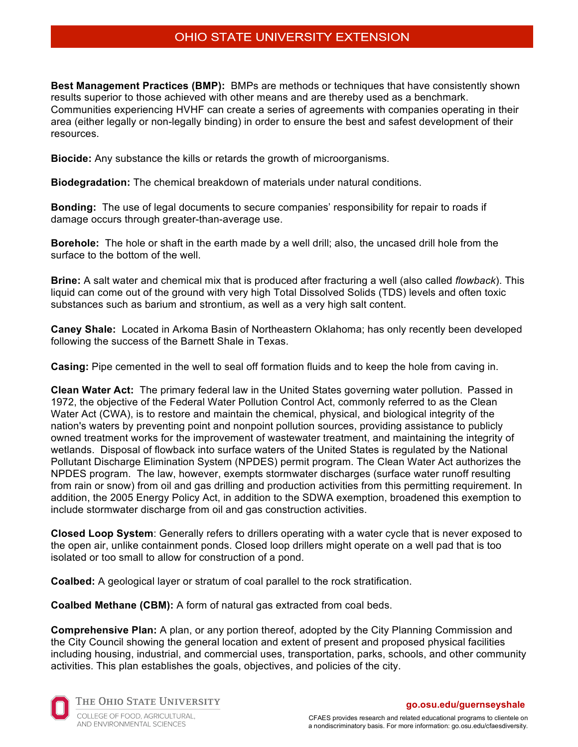**Best Management Practices (BMP):** BMPs are methods or techniques that have consistently shown results superior to those achieved with other means and are thereby used as a benchmark. Communities experiencing HVHF can create a series of agreements with companies operating in their area (either legally or non-legally binding) in order to ensure the best and safest development of their resources.

**Biocide:** Any substance the kills or retards the growth of microorganisms.

**Biodegradation:** The chemical breakdown of materials under natural conditions.

**Bonding:** The use of legal documents to secure companies' responsibility for repair to roads if damage occurs through greater-than-average use.

**Borehole:** The hole or shaft in the earth made by a well drill; also, the uncased drill hole from the surface to the bottom of the well.

**Brine:** A salt water and chemical mix that is produced after fracturing a well (also called *flowback*). This liquid can come out of the ground with very high Total Dissolved Solids (TDS) levels and often toxic substances such as barium and strontium, as well as a very high salt content.

**Caney Shale:** Located in Arkoma Basin of Northeastern Oklahoma; has only recently been developed following the success of the Barnett Shale in Texas.

**Casing:** Pipe cemented in the well to seal off formation fluids and to keep the hole from caving in.

**Clean Water Act:** The primary federal law in the United States governing water pollution. Passed in 1972, the objective of the Federal Water Pollution Control Act, commonly referred to as the Clean Water Act (CWA), is to restore and maintain the chemical, physical, and biological integrity of the nation's waters by preventing point and nonpoint pollution sources, providing assistance to publicly owned treatment works for the improvement of wastewater treatment, and maintaining the integrity of wetlands. Disposal of flowback into surface waters of the United States is regulated by the National Pollutant Discharge Elimination System (NPDES) permit program. The Clean Water Act authorizes the NPDES program. The law, however, exempts stormwater discharges (surface water runoff resulting from rain or snow) from oil and gas drilling and production activities from this permitting requirement. In addition, the 2005 Energy Policy Act, in addition to the SDWA exemption, broadened this exemption to include stormwater discharge from oil and gas construction activities.

**Closed Loop System**: Generally refers to drillers operating with a water cycle that is never exposed to the open air, unlike containment ponds. Closed loop drillers might operate on a well pad that is too isolated or too small to allow for construction of a pond.

**Coalbed:** A geological layer or stratum of coal parallel to the rock stratification.

**Coalbed Methane (CBM):** A form of natural gas extracted from coal beds.

**Comprehensive Plan:** A plan, or any portion thereof, adopted by the City Planning Commission and the City Council showing the general location and extent of present and proposed physical facilities including housing, industrial, and commercial uses, transportation, parks, schools, and other community activities. This plan establishes the goals, objectives, and policies of the city.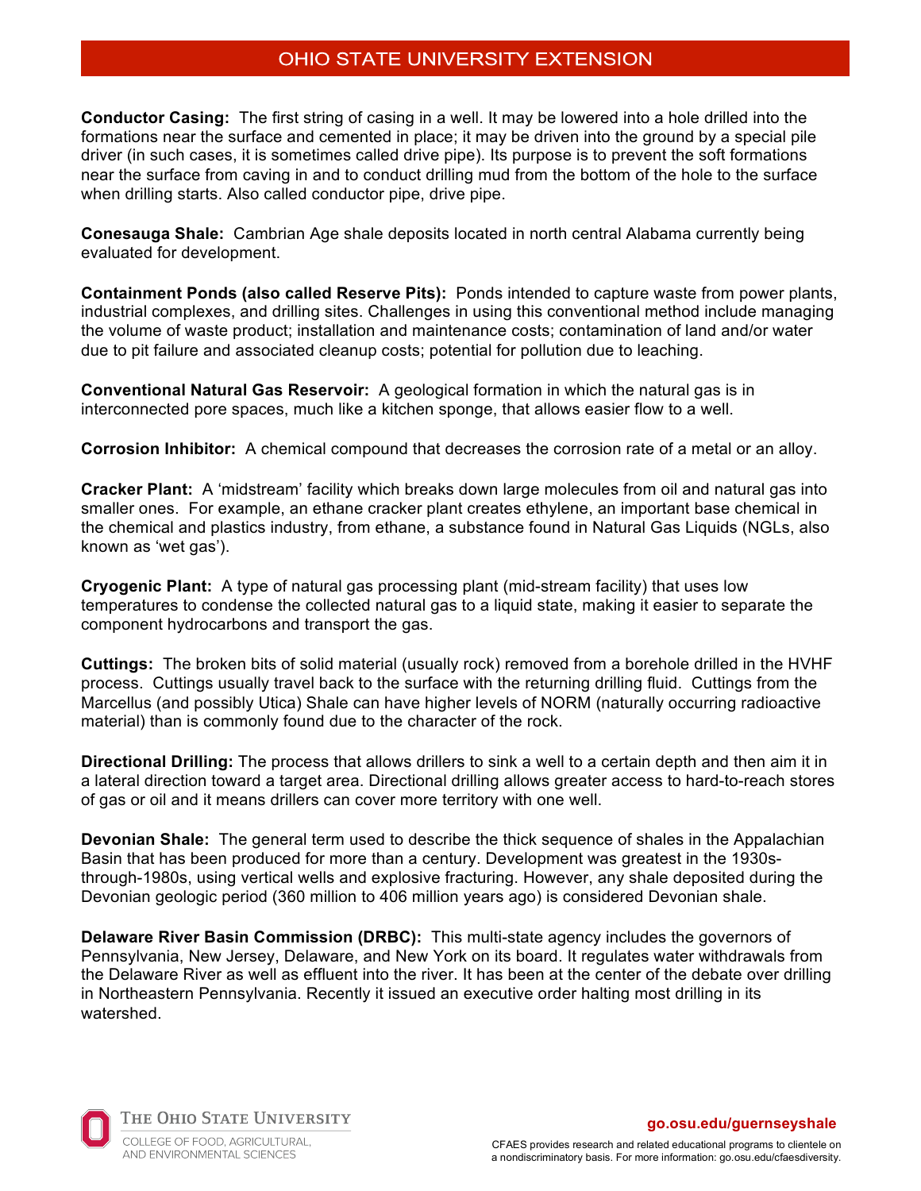**Conductor Casing:** The first string of casing in a well. It may be lowered into a hole drilled into the formations near the surface and cemented in place; it may be driven into the ground by a special pile driver (in such cases, it is sometimes called drive pipe). Its purpose is to prevent the soft formations near the surface from caving in and to conduct drilling mud from the bottom of the hole to the surface when drilling starts. Also called conductor pipe, drive pipe.

**Conesauga Shale:** Cambrian Age shale deposits located in north central Alabama currently being evaluated for development.

**Containment Ponds (also called Reserve Pits):** Ponds intended to capture waste from power plants, industrial complexes, and drilling sites. Challenges in using this conventional method include managing the volume of waste product; installation and maintenance costs; contamination of land and/or water due to pit failure and associated cleanup costs; potential for pollution due to leaching.

**Conventional Natural Gas Reservoir:** A geological formation in which the natural gas is in interconnected pore spaces, much like a kitchen sponge, that allows easier flow to a well.

**Corrosion Inhibitor:** A chemical compound that decreases the corrosion rate of a metal or an alloy.

**Cracker Plant:** A 'midstream' facility which breaks down large molecules from oil and natural gas into smaller ones. For example, an ethane cracker plant creates ethylene, an important base chemical in the chemical and plastics industry, from ethane, a substance found in Natural Gas Liquids (NGLs, also known as 'wet gas').

**Cryogenic Plant:** A type of natural gas processing plant (mid-stream facility) that uses low temperatures to condense the collected natural gas to a liquid state, making it easier to separate the component hydrocarbons and transport the gas.

**Cuttings:** The broken bits of solid material (usually rock) removed from a borehole drilled in the HVHF process. Cuttings usually travel back to the surface with the returning drilling fluid. Cuttings from the Marcellus (and possibly Utica) Shale can have higher levels of NORM (naturally occurring radioactive material) than is commonly found due to the character of the rock.

**Directional Drilling:** The process that allows drillers to sink a well to a certain depth and then aim it in a lateral direction toward a target area. Directional drilling allows greater access to hard-to-reach stores of gas or oil and it means drillers can cover more territory with one well.

**Devonian Shale:** The general term used to describe the thick sequence of shales in the Appalachian Basin that has been produced for more than a century. Development was greatest in the 1930s-through-1980s, using vertical wells and explosive fracturing. However, any shale deposited during the Devonian geologic period (360 million to 406 million years ago) is considered Devonian shale.

**Delaware River Basin Commission (DRBC):** This multi-state agency includes the governors of Pennsylvania, New Jersey, Delaware, and New York on its board. It regulates water withdrawals from the Delaware River as well as effluent into the river. It has been at the center of the debate over drilling in Northeastern Pennsylvania. Recently it issued an executive order halting most drilling in its watershed.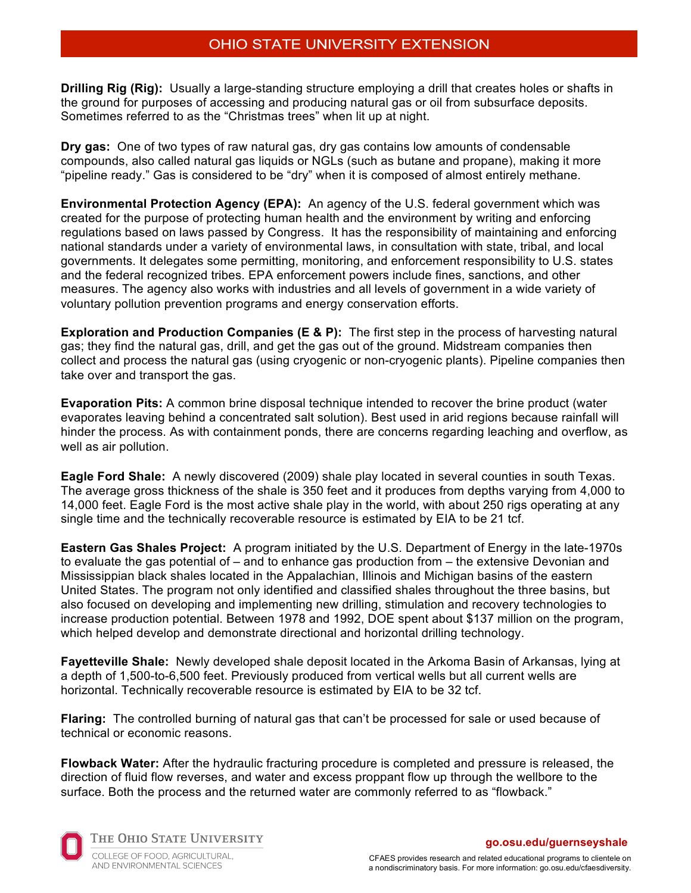**Drilling Rig (Rig):** Usually a large-standing structure employing a drill that creates holes or shafts in the ground for purposes of accessing and producing natural gas or oil from subsurface deposits. Sometimes referred to as the “Christmas trees” when lit up at night.

**Dry gas:** One of two types of raw natural gas, dry gas contains low amounts of condensable compounds, also called natural gas liquids or NGLs (such as butane and propane), making it more “pipeline ready.” Gas is considered to be “dry” when it is composed of almost entirely methane.

**Environmental Protection Agency (EPA):** An agency of the U.S. federal government which was created for the purpose of protecting human health and the environment by writing and enforcing regulations based on laws passed by Congress. It has the responsibility of maintaining and enforcing national standards under a variety of environmental laws, in consultation with state, tribal, and local governments. It delegates some permitting, monitoring, and enforcement responsibility to U.S. states and the federal recognized tribes. EPA enforcement powers include fines, sanctions, and other measures. The agency also works with industries and all levels of government in a wide variety of voluntary pollution prevention programs and energy conservation efforts.

**Exploration and Production Companies (E & P):** The first step in the process of harvesting natural gas; they find the natural gas, drill, and get the gas out of the ground. Midstream companies then collect and process the natural gas (using cryogenic or non-cryogenic plants). Pipeline companies then take over and transport the gas.

**Evaporation Pits:** A common brine disposal technique intended to recover the brine product (water evaporates leaving behind a concentrated salt solution). Best used in arid regions because rainfall will hinder the process. As with containment ponds, there are concerns regarding leaching and overflow, as well as air pollution.

**Eagle Ford Shale:** A newly discovered (2009) shale play located in several counties in south Texas. The average gross thickness of the shale is 350 feet and it produces from depths varying from 4,000 to 14,000 feet. Eagle Ford is the most active shale play in the world, with about 250 rigs operating at any single time and the technically recoverable resource is estimated by EIA to be 21 tcf.

**Eastern Gas Shales Project:** A program initiated by the U.S. Department of Energy in the late-1970s to evaluate the gas potential of – and to enhance gas production from – the extensive Devonian and Mississippian black shales located in the Appalachian, Illinois and Michigan basins of the eastern United States. The program not only identified and classified shales throughout the three basins, but also focused on developing and implementing new drilling, stimulation and recovery technologies to increase production potential. Between 1978 and 1992, DOE spent about $137 million on the program, which helped develop and demonstrate directional and horizontal drilling technology.

**Fayetteville Shale:** Newly developed shale deposit located in the Arkoma Basin of Arkansas, lying at a depth of 1,500-to-6,500 feet. Previously produced from vertical wells but all current wells are horizontal. Technically recoverable resource is estimated by EIA to be 32 tcf.

**Flaring:** The controlled burning of natural gas that can’t be processed for sale or used because of technical or economic reasons.

**Flowback Water:** After the hydraulic fracturing procedure is completed and pressure is released, the direction of fluid flow reverses, and water and excess proppant flow up through the wellbore to the surface. Both the process and the returned water are commonly referred to as “flowback.”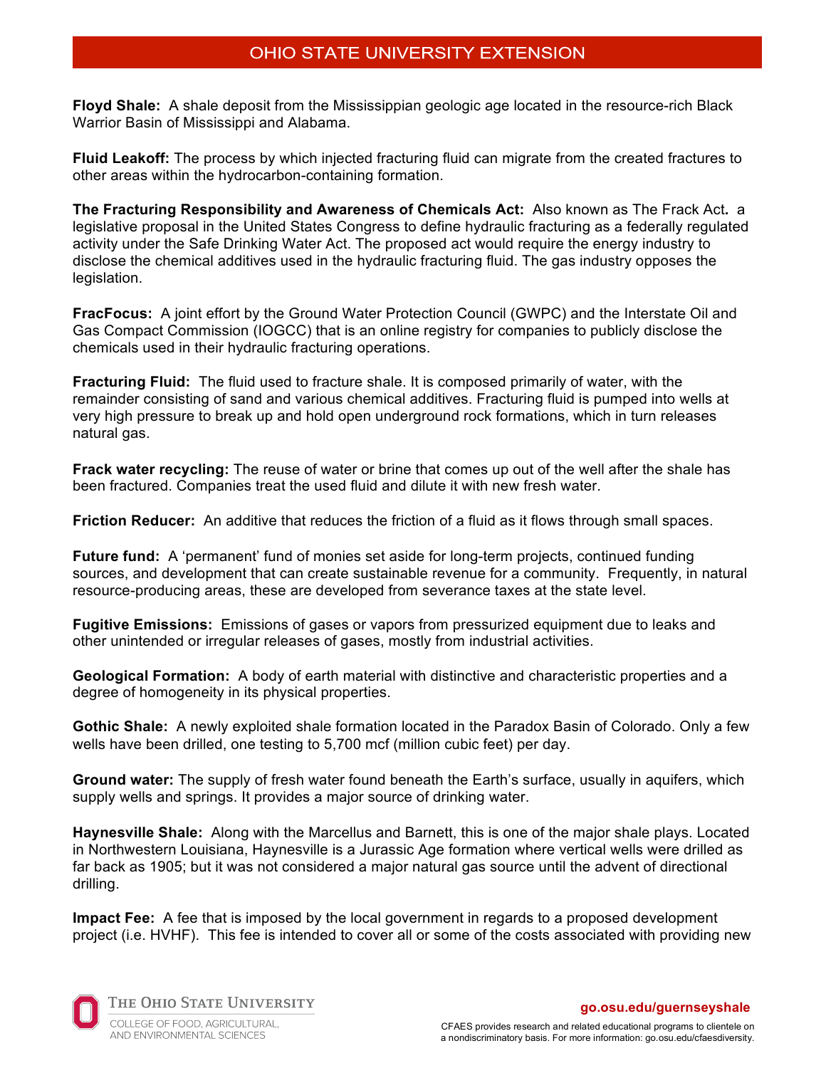**Floyd Shale:** A shale deposit from the Mississippian geologic age located in the resource-rich Black Warrior Basin of Mississippi and Alabama.

**Fluid Leakoff:** The process by which injected fracturing fluid can migrate from the created fractures to other areas within the hydrocarbon-containing formation.

**The Fracturing Responsibility and Awareness of Chemicals Act:** Also known as The Frack Act**.** a legislative proposal in the United States Congress to define hydraulic fracturing as a federally regulated activity under the Safe Drinking Water Act. The proposed act would require the energy industry to disclose the chemical additives used in the hydraulic fracturing fluid. The gas industry opposes the legislation.

**FracFocus:** A joint effort by the Ground Water Protection Council (GWPC) and the Interstate Oil and Gas Compact Commission (IOGCC) that is an online registry for companies to publicly disclose the chemicals used in their hydraulic fracturing operations.

**Fracturing Fluid:** The fluid used to fracture shale. It is composed primarily of water, with the remainder consisting of sand and various chemical additives. Fracturing fluid is pumped into wells at very high pressure to break up and hold open underground rock formations, which in turn releases natural gas.

**Frack water recycling:** The reuse of water or brine that comes up out of the well after the shale has been fractured. Companies treat the used fluid and dilute it with new fresh water.

**Friction Reducer:** An additive that reduces the friction of a fluid as it flows through small spaces.

**Future fund:** A 'permanent' fund of monies set aside for long-term projects, continued funding sources, and development that can create sustainable revenue for a community. Frequently, in natural resource-producing areas, these are developed from severance taxes at the state level.

**Fugitive Emissions:** Emissions of gases or vapors from pressurized equipment due to leaks and other unintended or irregular releases of gases, mostly from industrial activities.

**Geological Formation:** A body of earth material with distinctive and characteristic properties and a degree of homogeneity in its physical properties.

**Gothic Shale:** A newly exploited shale formation located in the Paradox Basin of Colorado. Only a few wells have been drilled, one testing to 5,700 mcf (million cubic feet) per day.

**Ground water:** The supply of fresh water found beneath the Earth's surface, usually in aquifers, which supply wells and springs. It provides a major source of drinking water.

**Haynesville Shale:** Along with the Marcellus and Barnett, this is one of the major shale plays. Located in Northwestern Louisiana, Haynesville is a Jurassic Age formation where vertical wells were drilled as far back as 1905; but it was not considered a major natural gas source until the advent of directional drilling.

**Impact Fee:** A fee that is imposed by the local government in regards to a proposed development project (i.e. HVHF). This fee is intended to cover all or some of the costs associated with providing new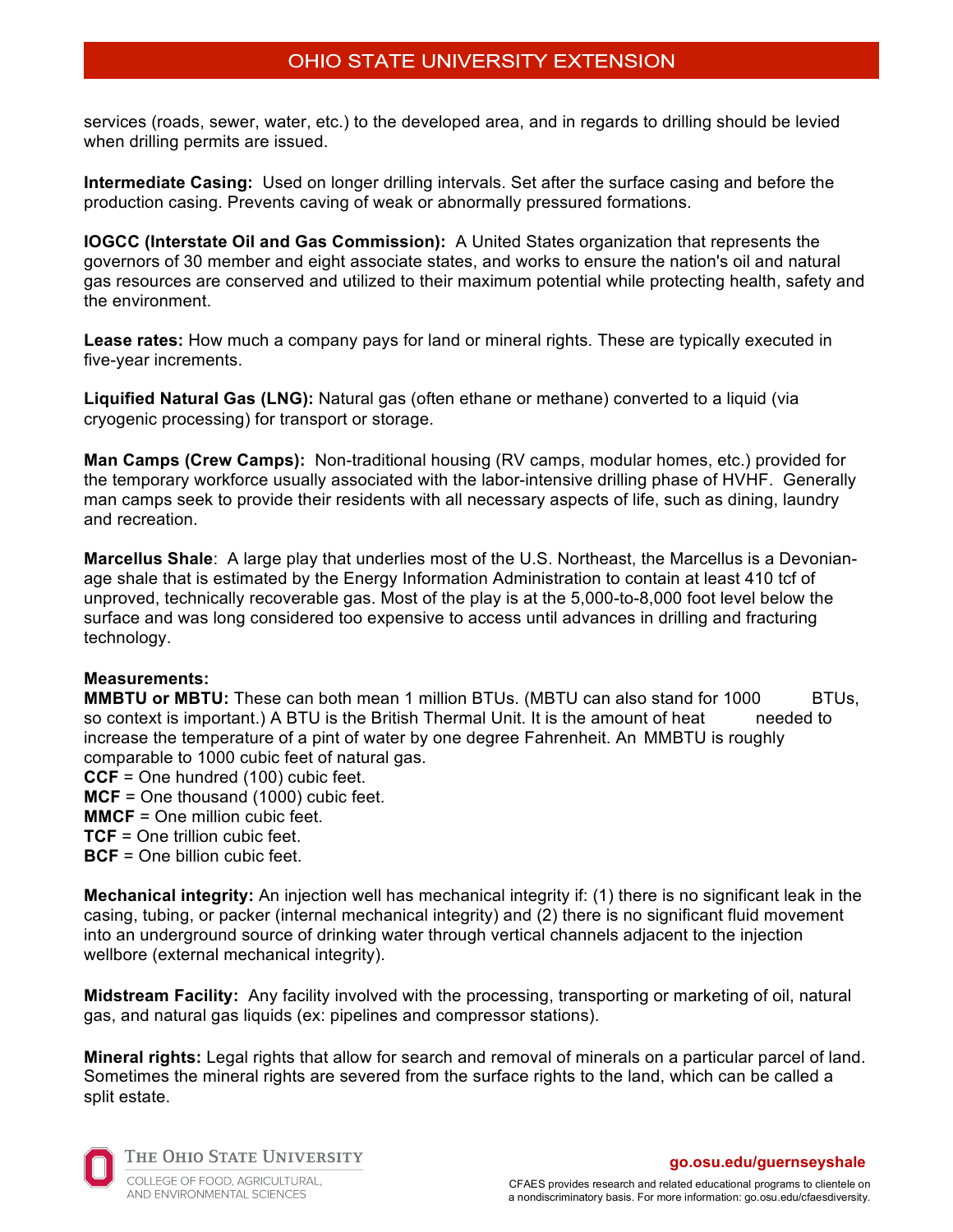services (roads, sewer, water, etc.) to the developed area, and in regards to drilling should be levied when drilling permits are issued.

**Intermediate Casing:** Used on longer drilling intervals. Set after the surface casing and before the production casing. Prevents caving of weak or abnormally pressured formations.

**IOGCC (Interstate Oil and Gas Commission):** A United States organization that represents the governors of 30 member and eight associate states, and works to ensure the nation's oil and natural gas resources are conserved and utilized to their maximum potential while protecting health, safety and the environment.

**Lease rates:** How much a company pays for land or mineral rights. These are typically executed in five-year increments.

**Liquified Natural Gas (LNG):** Natural gas (often ethane or methane) converted to a liquid (via cryogenic processing) for transport or storage.

**Man Camps (Crew Camps):** Non-traditional housing (RV camps, modular homes, etc.) provided for the temporary workforce usually associated with the labor-intensive drilling phase of HVHF. Generally man camps seek to provide their residents with all necessary aspects of life, such as dining, laundry and recreation.

**Marcellus Shale**: A large play that underlies most of the U.S. Northeast, the Marcellus is a Devonian-age shale that is estimated by the Energy Information Administration to contain at least 410 tcf of unproved, technically recoverable gas. Most of the play is at the 5,000-to-8,000 foot level below the surface and was long considered too expensive to access until advances in drilling and fracturing technology.

**Measurements:**
**MMBTU or MBTU:** These can both mean 1 million BTUs. (MBTU can also stand for 1000 BTUs, so context is important.) A BTU is the British Thermal Unit. It is the amount of heat needed to increase the temperature of a pint of water by one degree Fahrenheit. An MMBTU is roughly comparable to 1000 cubic feet of natural gas.
**CCF** = One hundred (100) cubic feet.
**MCF** = One thousand (1000) cubic feet.
**MMCF** = One million cubic feet.
**TCF** = One trillion cubic feet.
**BCF** = One billion cubic feet.

**Mechanical integrity:** An injection well has mechanical integrity if: (1) there is no significant leak in the casing, tubing, or packer (internal mechanical integrity) and (2) there is no significant fluid movement into an underground source of drinking water through vertical channels adjacent to the injection wellbore (external mechanical integrity).

**Midstream Facility:** Any facility involved with the processing, transporting or marketing of oil, natural gas, and natural gas liquids (ex: pipelines and compressor stations).

**Mineral rights:** Legal rights that allow for search and removal of minerals on a particular parcel of land. Sometimes the mineral rights are severed from the surface rights to the land, which can be called a split estate.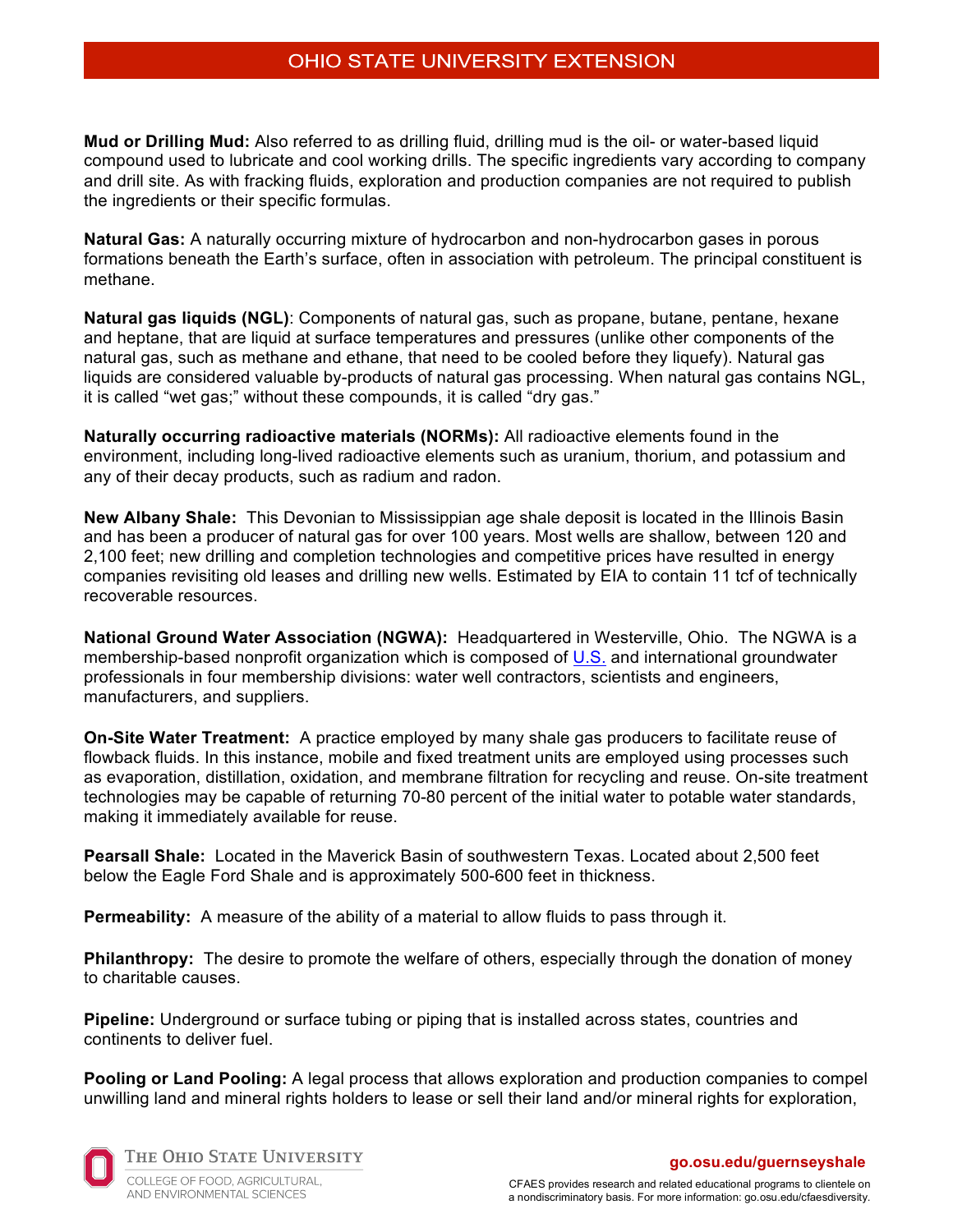**Mud or Drilling Mud:** Also referred to as drilling fluid, drilling mud is the oil- or water-based liquid compound used to lubricate and cool working drills. The specific ingredients vary according to company and drill site. As with fracking fluids, exploration and production companies are not required to publish the ingredients or their specific formulas.

**Natural Gas:** A naturally occurring mixture of hydrocarbon and non-hydrocarbon gases in porous formations beneath the Earth's surface, often in association with petroleum. The principal constituent is methane.

**Natural gas liquids (NGL)**: Components of natural gas, such as propane, butane, pentane, hexane and heptane, that are liquid at surface temperatures and pressures (unlike other components of the natural gas, such as methane and ethane, that need to be cooled before they liquefy). Natural gas liquids are considered valuable by-products of natural gas processing. When natural gas contains NGL, it is called "wet gas;" without these compounds, it is called "dry gas."

**Naturally occurring radioactive materials (NORMs):** All radioactive elements found in the environment, including long-lived radioactive elements such as uranium, thorium, and potassium and any of their decay products, such as radium and radon.

**New Albany Shale:** This Devonian to Mississippian age shale deposit is located in the Illinois Basin and has been a producer of natural gas for over 100 years. Most wells are shallow, between 120 and 2,100 feet; new drilling and completion technologies and competitive prices have resulted in energy companies revisiting old leases and drilling new wells. Estimated by EIA to contain 11 tcf of technically recoverable resources.

**National Ground Water Association (NGWA):** Headquartered in Westerville, Ohio. The NGWA is a membership-based nonprofit organization which is composed of U.S. and international groundwater professionals in four membership divisions: water well contractors, scientists and engineers, manufacturers, and suppliers.

**On-Site Water Treatment:** A practice employed by many shale gas producers to facilitate reuse of flowback fluids. In this instance, mobile and fixed treatment units are employed using processes such as evaporation, distillation, oxidation, and membrane filtration for recycling and reuse. On-site treatment technologies may be capable of returning 70-80 percent of the initial water to potable water standards, making it immediately available for reuse.

**Pearsall Shale:** Located in the Maverick Basin of southwestern Texas. Located about 2,500 feet below the Eagle Ford Shale and is approximately 500-600 feet in thickness.

**Permeability:** A measure of the ability of a material to allow fluids to pass through it.

**Philanthropy:** The desire to promote the welfare of others, especially through the donation of money to charitable causes.

**Pipeline:** Underground or surface tubing or piping that is installed across states, countries and continents to deliver fuel.

**Pooling or Land Pooling:** A legal process that allows exploration and production companies to compel unwilling land and mineral rights holders to lease or sell their land and/or mineral rights for exploration,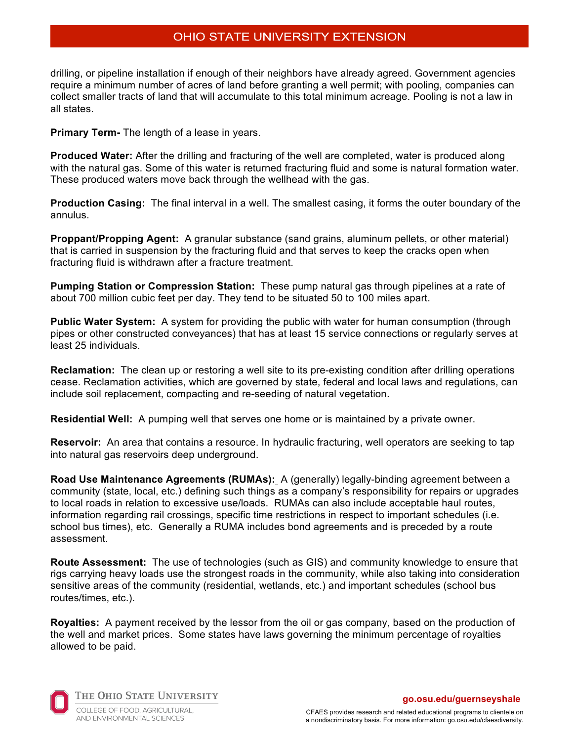drilling, or pipeline installation if enough of their neighbors have already agreed. Government agencies require a minimum number of acres of land before granting a well permit; with pooling, companies can collect smaller tracts of land that will accumulate to this total minimum acreage. Pooling is not a law in all states.

**Primary Term-** The length of a lease in years.

**Produced Water:** After the drilling and fracturing of the well are completed, water is produced along with the natural gas. Some of this water is returned fracturing fluid and some is natural formation water. These produced waters move back through the wellhead with the gas.

**Production Casing:** The final interval in a well. The smallest casing, it forms the outer boundary of the annulus.

**Proppant/Propping Agent:** A granular substance (sand grains, aluminum pellets, or other material) that is carried in suspension by the fracturing fluid and that serves to keep the cracks open when fracturing fluid is withdrawn after a fracture treatment.

**Pumping Station or Compression Station:** These pump natural gas through pipelines at a rate of about 700 million cubic feet per day. They tend to be situated 50 to 100 miles apart.

**Public Water System:** A system for providing the public with water for human consumption (through pipes or other constructed conveyances) that has at least 15 service connections or regularly serves at least 25 individuals.

**Reclamation:** The clean up or restoring a well site to its pre-existing condition after drilling operations cease. Reclamation activities, which are governed by state, federal and local laws and regulations, can include soil replacement, compacting and re-seeding of natural vegetation.

**Residential Well:** A pumping well that serves one home or is maintained by a private owner.

**Reservoir:** An area that contains a resource. In hydraulic fracturing, well operators are seeking to tap into natural gas reservoirs deep underground.

**Road Use Maintenance Agreements (RUMAs):** A (generally) legally-binding agreement between a community (state, local, etc.) defining such things as a company's responsibility for repairs or upgrades to local roads in relation to excessive use/loads. RUMAs can also include acceptable haul routes, information regarding rail crossings, specific time restrictions in respect to important schedules (i.e. school bus times), etc. Generally a RUMA includes bond agreements and is preceded by a route assessment.

**Route Assessment:** The use of technologies (such as GIS) and community knowledge to ensure that rigs carrying heavy loads use the strongest roads in the community, while also taking into consideration sensitive areas of the community (residential, wetlands, etc.) and important schedules (school bus routes/times, etc.).

**Royalties:** A payment received by the lessor from the oil or gas company, based on the production of the well and market prices. Some states have laws governing the minimum percentage of royalties allowed to be paid.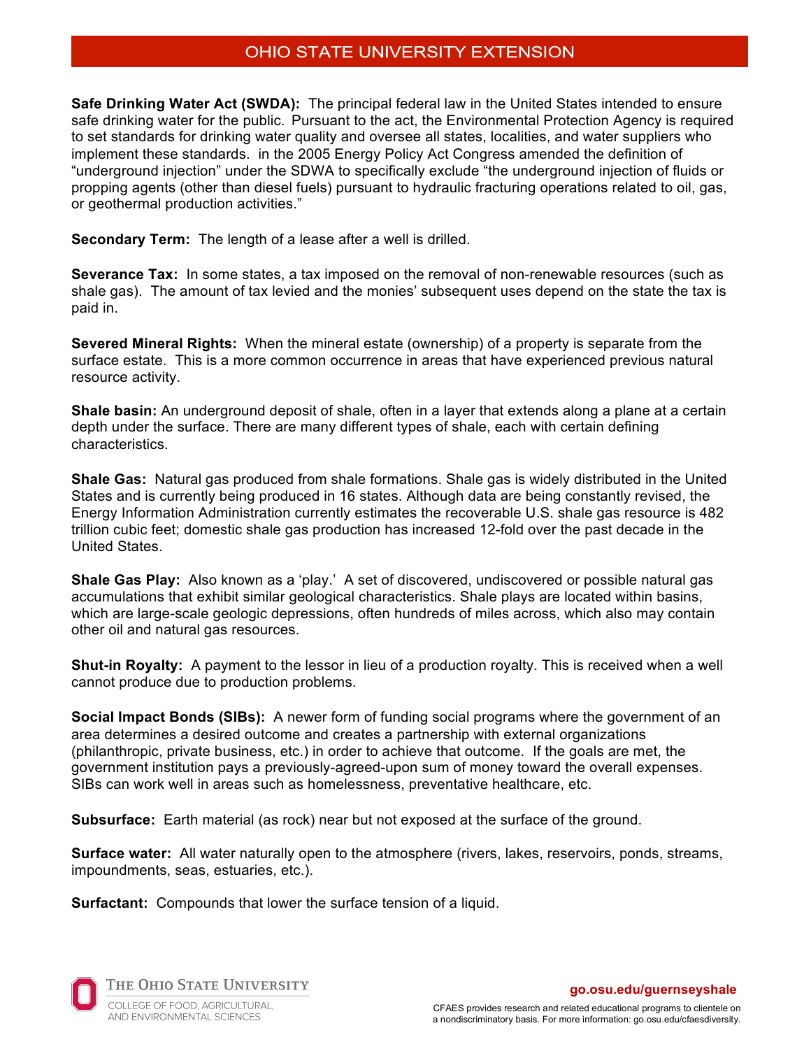**Safe Drinking Water Act (SWDA):** The principal federal law in the United States intended to ensure safe drinking water for the public. Pursuant to the act, the Environmental Protection Agency is required to set standards for drinking water quality and oversee all states, localities, and water suppliers who implement these standards. in the 2005 Energy Policy Act Congress amended the definition of "underground injection" under the SDWA to specifically exclude "the underground injection of fluids or propping agents (other than diesel fuels) pursuant to hydraulic fracturing operations related to oil, gas, or geothermal production activities."

**Secondary Term:** The length of a lease after a well is drilled.

**Severance Tax:** In some states, a tax imposed on the removal of non-renewable resources (such as shale gas). The amount of tax levied and the monies' subsequent uses depend on the state the tax is paid in.

**Severed Mineral Rights:** When the mineral estate (ownership) of a property is separate from the surface estate. This is a more common occurrence in areas that have experienced previous natural resource activity.

**Shale basin:** An underground deposit of shale, often in a layer that extends along a plane at a certain depth under the surface. There are many different types of shale, each with certain defining characteristics.

**Shale Gas:** Natural gas produced from shale formations. Shale gas is widely distributed in the United States and is currently being produced in 16 states. Although data are being constantly revised, the Energy Information Administration currently estimates the recoverable U.S. shale gas resource is 482 trillion cubic feet; domestic shale gas production has increased 12-fold over the past decade in the United States.

**Shale Gas Play:** Also known as a 'play.' A set of discovered, undiscovered or possible natural gas accumulations that exhibit similar geological characteristics. Shale plays are located within basins, which are large-scale geologic depressions, often hundreds of miles across, which also may contain other oil and natural gas resources.

**Shut-in Royalty:** A payment to the lessor in lieu of a production royalty. This is received when a well cannot produce due to production problems.

**Social Impact Bonds (SIBs):** A newer form of funding social programs where the government of an area determines a desired outcome and creates a partnership with external organizations (philanthropic, private business, etc.) in order to achieve that outcome. If the goals are met, the government institution pays a previously-agreed-upon sum of money toward the overall expenses. SIBs can work well in areas such as homelessness, preventative healthcare, etc.

**Subsurface:** Earth material (as rock) near but not exposed at the surface of the ground.

**Surface water:** All water naturally open to the atmosphere (rivers, lakes, reservoirs, ponds, streams, impoundments, seas, estuaries, etc.).

**Surfactant:** Compounds that lower the surface tension of a liquid.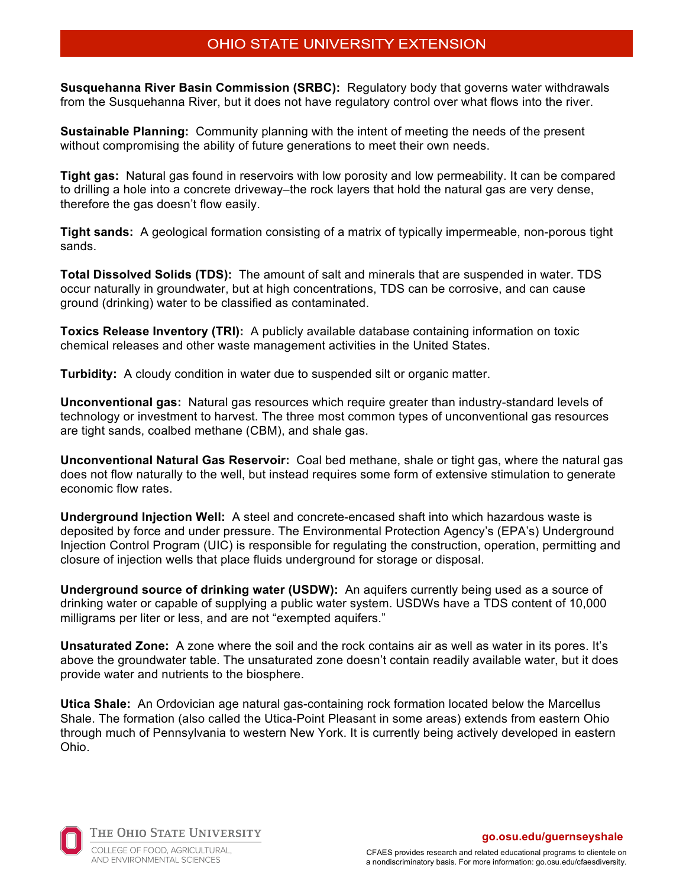**Susquehanna River Basin Commission (SRBC):** Regulatory body that governs water withdrawals from the Susquehanna River, but it does not have regulatory control over what flows into the river.

**Sustainable Planning:** Community planning with the intent of meeting the needs of the present without compromising the ability of future generations to meet their own needs.

**Tight gas:** Natural gas found in reservoirs with low porosity and low permeability. It can be compared to drilling a hole into a concrete driveway–the rock layers that hold the natural gas are very dense, therefore the gas doesn't flow easily.

**Tight sands:** A geological formation consisting of a matrix of typically impermeable, non-porous tight sands.

**Total Dissolved Solids (TDS):** The amount of salt and minerals that are suspended in water. TDS occur naturally in groundwater, but at high concentrations, TDS can be corrosive, and can cause ground (drinking) water to be classified as contaminated.

**Toxics Release Inventory (TRI):** A publicly available database containing information on toxic chemical releases and other waste management activities in the United States.

**Turbidity:** A cloudy condition in water due to suspended silt or organic matter.

**Unconventional gas:** Natural gas resources which require greater than industry-standard levels of technology or investment to harvest. The three most common types of unconventional gas resources are tight sands, coalbed methane (CBM), and shale gas.

**Unconventional Natural Gas Reservoir:** Coal bed methane, shale or tight gas, where the natural gas does not flow naturally to the well, but instead requires some form of extensive stimulation to generate economic flow rates.

**Underground Injection Well:** A steel and concrete-encased shaft into which hazardous waste is deposited by force and under pressure. The Environmental Protection Agency's (EPA's) Underground Injection Control Program (UIC) is responsible for regulating the construction, operation, permitting and closure of injection wells that place fluids underground for storage or disposal.

**Underground source of drinking water (USDW):** An aquifers currently being used as a source of drinking water or capable of supplying a public water system. USDWs have a TDS content of 10,000 milligrams per liter or less, and are not "exempted aquifers."

**Unsaturated Zone:** A zone where the soil and the rock contains air as well as water in its pores. It's above the groundwater table. The unsaturated zone doesn't contain readily available water, but it does provide water and nutrients to the biosphere.

**Utica Shale:** An Ordovician age natural gas-containing rock formation located below the Marcellus Shale. The formation (also called the Utica-Point Pleasant in some areas) extends from eastern Ohio through much of Pennsylvania to western New York. It is currently being actively developed in eastern Ohio.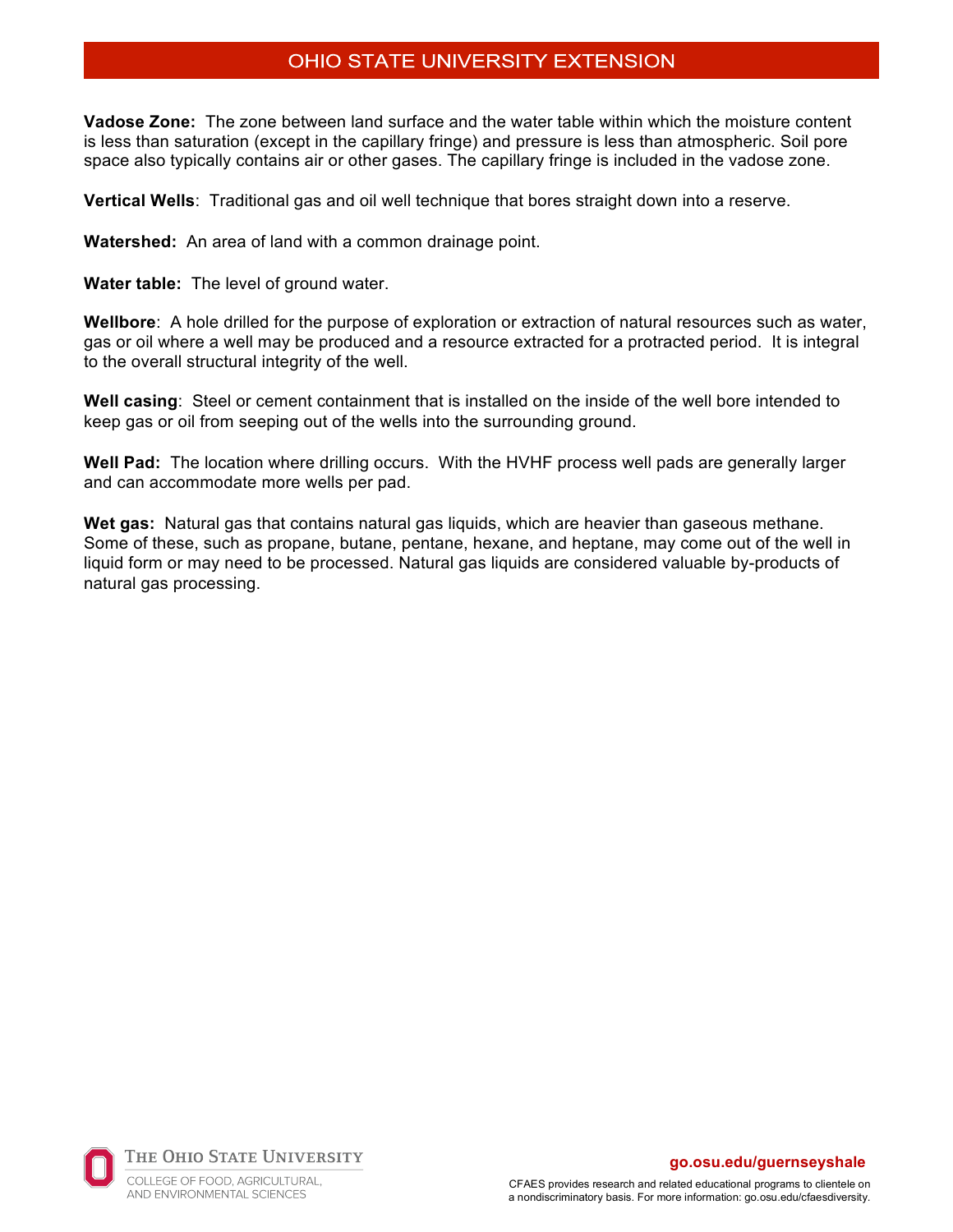**Vadose Zone:** The zone between land surface and the water table within which the moisture content is less than saturation (except in the capillary fringe) and pressure is less than atmospheric. Soil pore space also typically contains air or other gases. The capillary fringe is included in the vadose zone.

**Vertical Wells**: Traditional gas and oil well technique that bores straight down into a reserve.

**Watershed:** An area of land with a common drainage point.

**Water table:** The level of ground water.

**Wellbore**: A hole drilled for the purpose of exploration or extraction of natural resources such as water, gas or oil where a well may be produced and a resource extracted for a protracted period. It is integral to the overall structural integrity of the well.

**Well casing**: Steel or cement containment that is installed on the inside of the well bore intended to keep gas or oil from seeping out of the wells into the surrounding ground.

**Well Pad:** The location where drilling occurs. With the HVHF process well pads are generally larger and can accommodate more wells per pad.

**Wet gas:** Natural gas that contains natural gas liquids, which are heavier than gaseous methane. Some of these, such as propane, butane, pentane, hexane, and heptane, may come out of the well in liquid form or may need to be processed. Natural gas liquids are considered valuable by-products of natural gas processing.